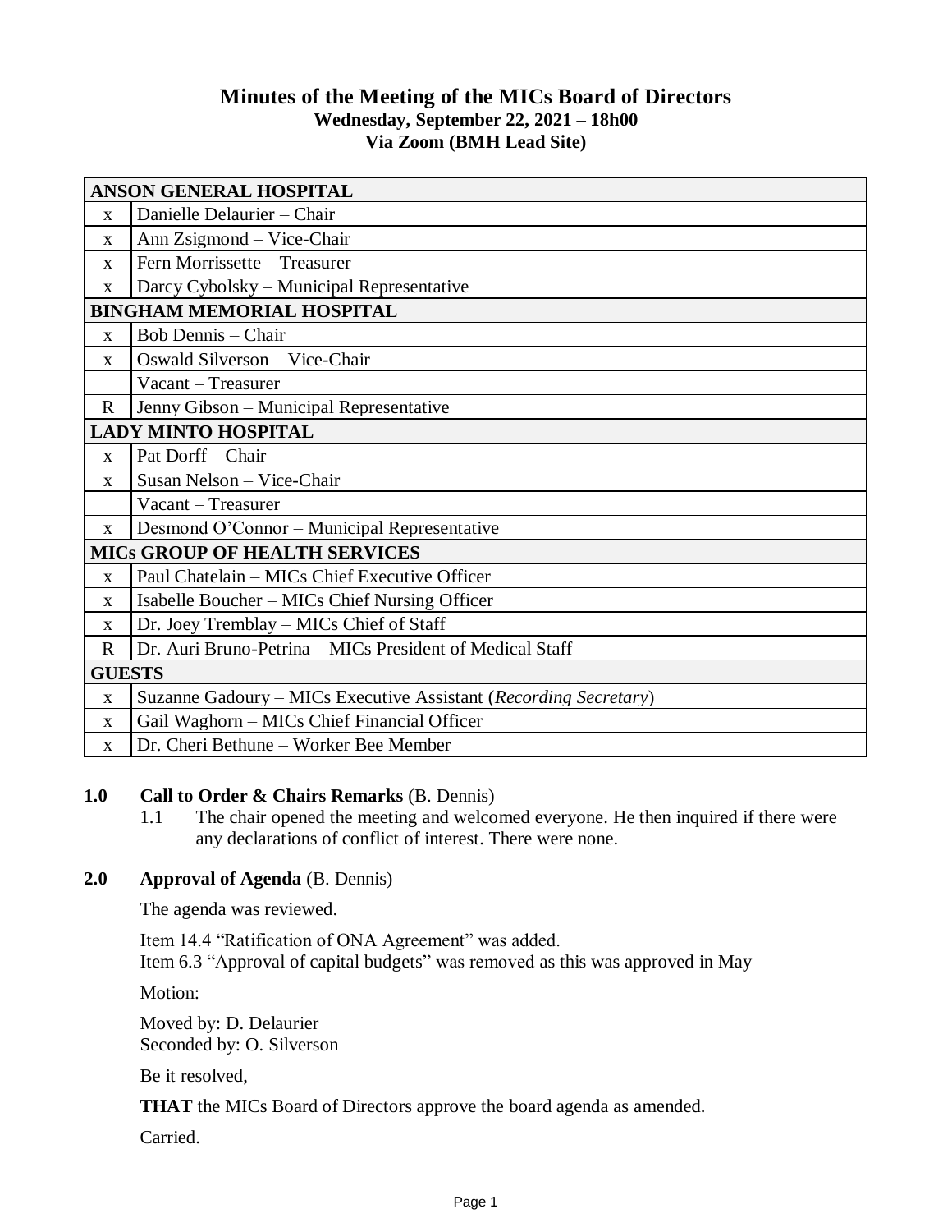# Minutes of the Meeting of the MICs Board of Directors

**Wednesday, September 22, 2021 – 18h00**

**Via Zoom (BMH Lead Site)**

| ANSON GENERAL HOSPITAL | |
|---|---|
| x | Danielle Delaurier – Chair |
| x | Ann Zsigmond – Vice-Chair |
| x | Fern Morrissette – Treasurer |
| x | Darcy Cybolsky – Municipal Representative |
| **BINGHAM MEMORIAL HOSPITAL** | |
| x | Bob Dennis – Chair |
| x | Oswald Silverson – Vice-Chair |
| | Vacant – Treasurer |
| R | Jenny Gibson – Municipal Representative |
| **LADY MINTO HOSPITAL** | |
| x | Pat Dorff – Chair |
| x | Susan Nelson – Vice-Chair |
| | Vacant – Treasurer |
| x | Desmond O'Connor – Municipal Representative |
| **MICs GROUP OF HEALTH SERVICES** | |
| x | Paul Chatelain – MICs Chief Executive Officer |
| x | Isabelle Boucher – MICs Chief Nursing Officer |
| x | Dr. Joey Tremblay – MICs Chief of Staff |
| R | Dr. Auri Bruno-Petrina – MICs President of Medical Staff |
| **GUESTS** | |
| x | Suzanne Gadoury – MICs Executive Assistant (*Recording Secretary*) |
| x | Gail Waghorn – MICs Chief Financial Officer |
| x | Dr. Cheri Bethune – Worker Bee Member |

## 1.0 Call to Order & Chairs Remarks (B. Dennis)

1.1 The chair opened the meeting and welcomed everyone. He then inquired if there were any declarations of conflict of interest. There were none.

## 2.0 Approval of Agenda (B. Dennis)

The agenda was reviewed.

Item 14.4 "Ratification of ONA Agreement" was added.
Item 6.3 "Approval of capital budgets" was removed as this was approved in May

Motion:

Moved by: D. Delaurier
Seconded by: O. Silverson

Be it resolved,

**THAT** the MICs Board of Directors approve the board agenda as amended.

Carried.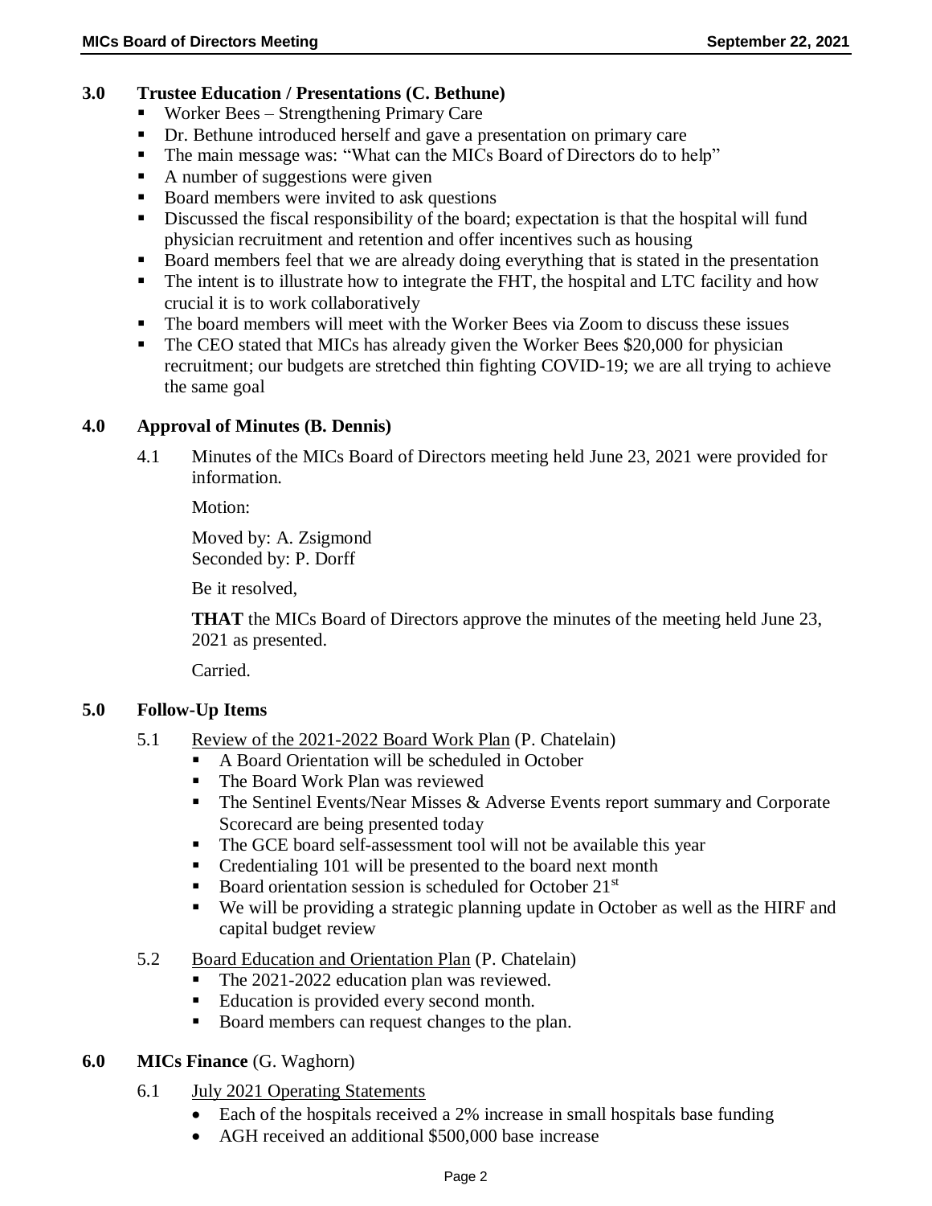## 3.0 Trustee Education / Presentations (C. Bethune)

- Worker Bees – Strengthening Primary Care
- Dr. Bethune introduced herself and gave a presentation on primary care
- The main message was: "What can the MICs Board of Directors do to help"
- A number of suggestions were given
- Board members were invited to ask questions
- Discussed the fiscal responsibility of the board; expectation is that the hospital will fund physician recruitment and retention and offer incentives such as housing
- Board members feel that we are already doing everything that is stated in the presentation
- The intent is to illustrate how to integrate the FHT, the hospital and LTC facility and how crucial it is to work collaboratively
- The board members will meet with the Worker Bees via Zoom to discuss these issues
- The CEO stated that MICs has already given the Worker Bees $20,000 for physician recruitment; our budgets are stretched thin fighting COVID-19; we are all trying to achieve the same goal

## 4.0 Approval of Minutes (B. Dennis)

4.1 Minutes of the MICs Board of Directors meeting held June 23, 2021 were provided for information.

Motion:

Moved by: A. Zsigmond
Seconded by: P. Dorff

Be it resolved,

**THAT** the MICs Board of Directors approve the minutes of the meeting held June 23, 2021 as presented.

Carried.

## 5.0 Follow-Up Items

5.1 Review of the 2021-2022 Board Work Plan (P. Chatelain)

- A Board Orientation will be scheduled in October
- The Board Work Plan was reviewed
- The Sentinel Events/Near Misses & Adverse Events report summary and Corporate Scorecard are being presented today
- The GCE board self-assessment tool will not be available this year
- Credentialing 101 will be presented to the board next month
- Board orientation session is scheduled for October 21st
- We will be providing a strategic planning update in October as well as the HIRF and capital budget review

5.2 Board Education and Orientation Plan (P. Chatelain)

- The 2021-2022 education plan was reviewed.
- Education is provided every second month.
- Board members can request changes to the plan.

## 6.0 MICs Finance (G. Waghorn)

6.1 July 2021 Operating Statements

- Each of the hospitals received a 2% increase in small hospitals base funding
- AGH received an additional $500,000 base increase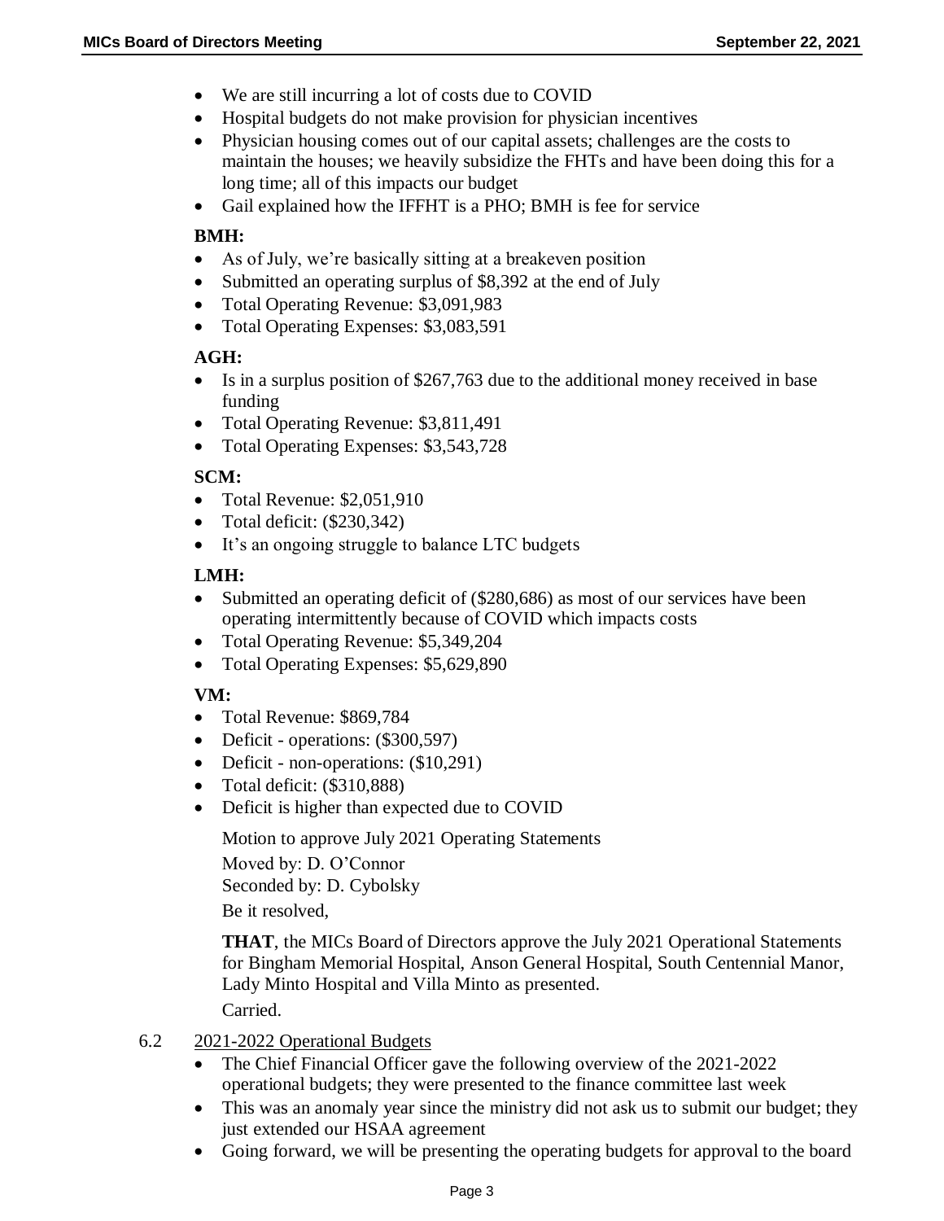- We are still incurring a lot of costs due to COVID
- Hospital budgets do not make provision for physician incentives
- Physician housing comes out of our capital assets; challenges are the costs to maintain the houses; we heavily subsidize the FHTs and have been doing this for a long time; all of this impacts our budget
- Gail explained how the IFFHT is a PHO; BMH is fee for service

**BMH:**

- As of July, we're basically sitting at a breakeven position
- Submitted an operating surplus of $8,392 at the end of July
- Total Operating Revenue: $3,091,983
- Total Operating Expenses: $3,083,591

**AGH:**

- Is in a surplus position of $267,763 due to the additional money received in base funding
- Total Operating Revenue: $3,811,491
- Total Operating Expenses: $3,543,728

**SCM:**

- Total Revenue: $2,051,910
- Total deficit: ($230,342)
- It's an ongoing struggle to balance LTC budgets

**LMH:**

- Submitted an operating deficit of ($280,686) as most of our services have been operating intermittently because of COVID which impacts costs
- Total Operating Revenue: $5,349,204
- Total Operating Expenses: $5,629,890

**VM:**

- Total Revenue: $869,784
- Deficit - operations: ($300,597)
- Deficit - non-operations: ($10,291)
- Total deficit: ($310,888)
- Deficit is higher than expected due to COVID

Motion to approve July 2021 Operating Statements

Moved by: D. O'Connor

Seconded by: D. Cybolsky

Be it resolved,

**THAT**, the MICs Board of Directors approve the July 2021 Operational Statements for Bingham Memorial Hospital, Anson General Hospital, South Centennial Manor, Lady Minto Hospital and Villa Minto as presented.

Carried.

6.2 2021-2022 Operational Budgets

- The Chief Financial Officer gave the following overview of the 2021-2022 operational budgets; they were presented to the finance committee last week
- This was an anomaly year since the ministry did not ask us to submit our budget; they just extended our HSAA agreement
- Going forward, we will be presenting the operating budgets for approval to the board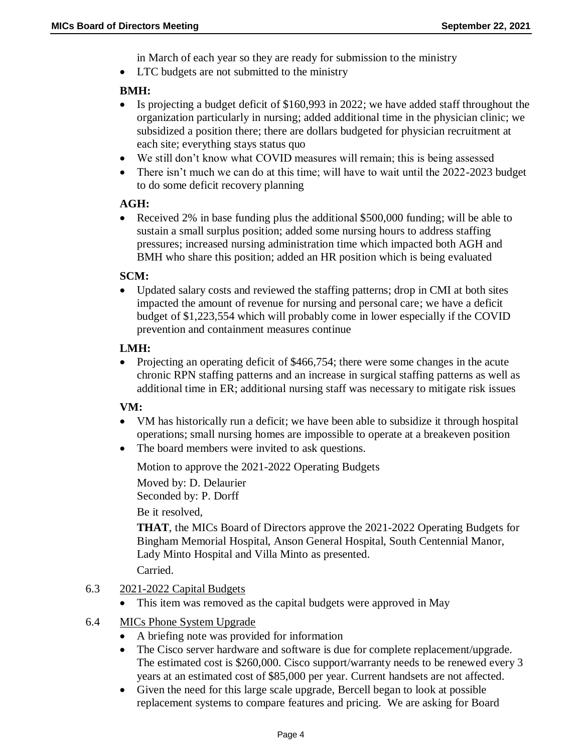in March of each year so they are ready for submission to the ministry

- LTC budgets are not submitted to the ministry

**BMH:**

- Is projecting a budget deficit of $160,993 in 2022; we have added staff throughout the organization particularly in nursing; added additional time in the physician clinic; we subsidized a position there; there are dollars budgeted for physician recruitment at each site; everything stays status quo
- We still don't know what COVID measures will remain; this is being assessed
- There isn't much we can do at this time; will have to wait until the 2022-2023 budget to do some deficit recovery planning

**AGH:**

- Received 2% in base funding plus the additional $500,000 funding; will be able to sustain a small surplus position; added some nursing hours to address staffing pressures; increased nursing administration time which impacted both AGH and BMH who share this position; added an HR position which is being evaluated

**SCM:**

- Updated salary costs and reviewed the staffing patterns; drop in CMI at both sites impacted the amount of revenue for nursing and personal care; we have a deficit budget of $1,223,554 which will probably come in lower especially if the COVID prevention and containment measures continue

**LMH:**

- Projecting an operating deficit of $466,754; there were some changes in the acute chronic RPN staffing patterns and an increase in surgical staffing patterns as well as additional time in ER; additional nursing staff was necessary to mitigate risk issues

**VM:**

- VM has historically run a deficit; we have been able to subsidize it through hospital operations; small nursing homes are impossible to operate at a breakeven position
- The board members were invited to ask questions.

Motion to approve the 2021-2022 Operating Budgets

Moved by: D. Delaurier
Seconded by: P. Dorff

Be it resolved,

**THAT**, the MICs Board of Directors approve the 2021-2022 Operating Budgets for Bingham Memorial Hospital, Anson General Hospital, South Centennial Manor, Lady Minto Hospital and Villa Minto as presented.

Carried.

6.3 2021-2022 Capital Budgets

- This item was removed as the capital budgets were approved in May

6.4 MICs Phone System Upgrade

- A briefing note was provided for information
- The Cisco server hardware and software is due for complete replacement/upgrade. The estimated cost is $260,000. Cisco support/warranty needs to be renewed every 3 years at an estimated cost of $85,000 per year. Current handsets are not affected.
- Given the need for this large scale upgrade, Bercell began to look at possible replacement systems to compare features and pricing. We are asking for Board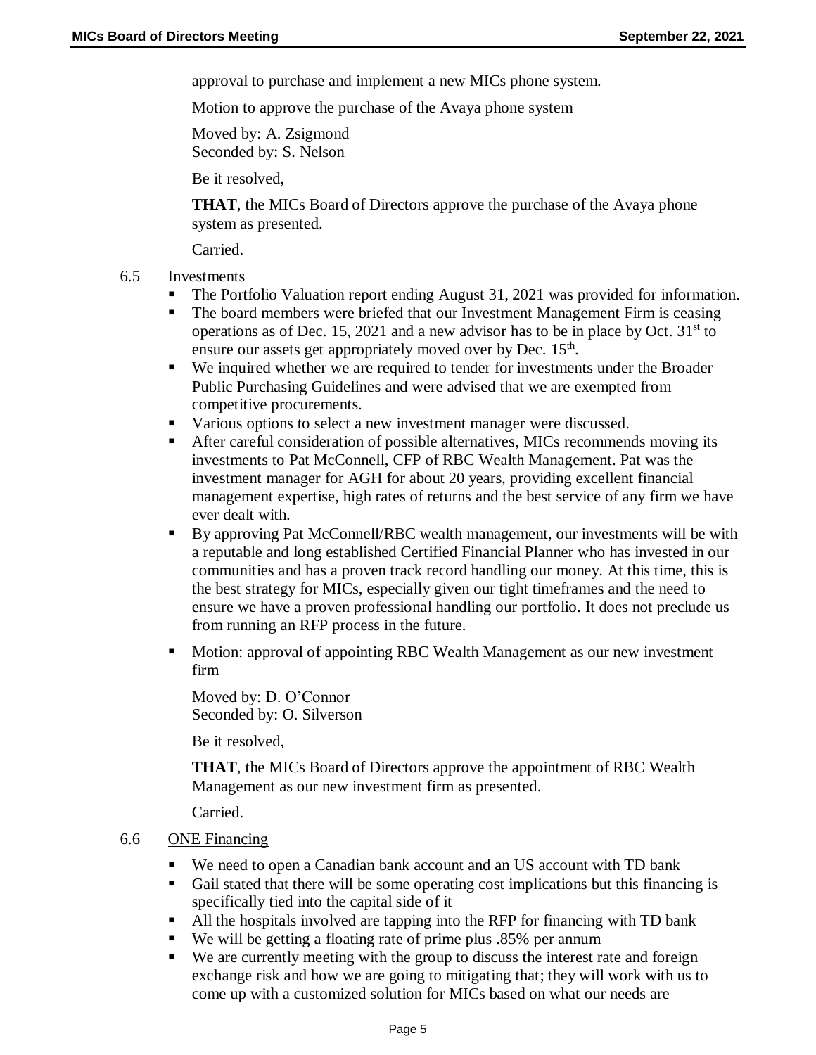approval to purchase and implement a new MICs phone system.

Motion to approve the purchase of the Avaya phone system

Moved by: A. Zsigmond
Seconded by: S. Nelson

Be it resolved,

**THAT**, the MICs Board of Directors approve the purchase of the Avaya phone system as presented.

Carried.

6.5 Investments

- The Portfolio Valuation report ending August 31, 2021 was provided for information.
- The board members were briefed that our Investment Management Firm is ceasing operations as of Dec. 15, 2021 and a new advisor has to be in place by Oct. 31st to ensure our assets get appropriately moved over by Dec. 15th.
- We inquired whether we are required to tender for investments under the Broader Public Purchasing Guidelines and were advised that we are exempted from competitive procurements.
- Various options to select a new investment manager were discussed.
- After careful consideration of possible alternatives, MICs recommends moving its investments to Pat McConnell, CFP of RBC Wealth Management. Pat was the investment manager for AGH for about 20 years, providing excellent financial management expertise, high rates of returns and the best service of any firm we have ever dealt with.
- By approving Pat McConnell/RBC wealth management, our investments will be with a reputable and long established Certified Financial Planner who has invested in our communities and has a proven track record handling our money. At this time, this is the best strategy for MICs, especially given our tight timeframes and the need to ensure we have a proven professional handling our portfolio. It does not preclude us from running an RFP process in the future.
- Motion: approval of appointing RBC Wealth Management as our new investment firm

  Moved by: D. O'Connor
  Seconded by: O. Silverson

  Be it resolved,

  **THAT**, the MICs Board of Directors approve the appointment of RBC Wealth Management as our new investment firm as presented.

  Carried.

6.6 ONE Financing

- We need to open a Canadian bank account and an US account with TD bank
- Gail stated that there will be some operating cost implications but this financing is specifically tied into the capital side of it
- All the hospitals involved are tapping into the RFP for financing with TD bank
- We will be getting a floating rate of prime plus .85% per annum
- We are currently meeting with the group to discuss the interest rate and foreign exchange risk and how we are going to mitigating that; they will work with us to come up with a customized solution for MICs based on what our needs are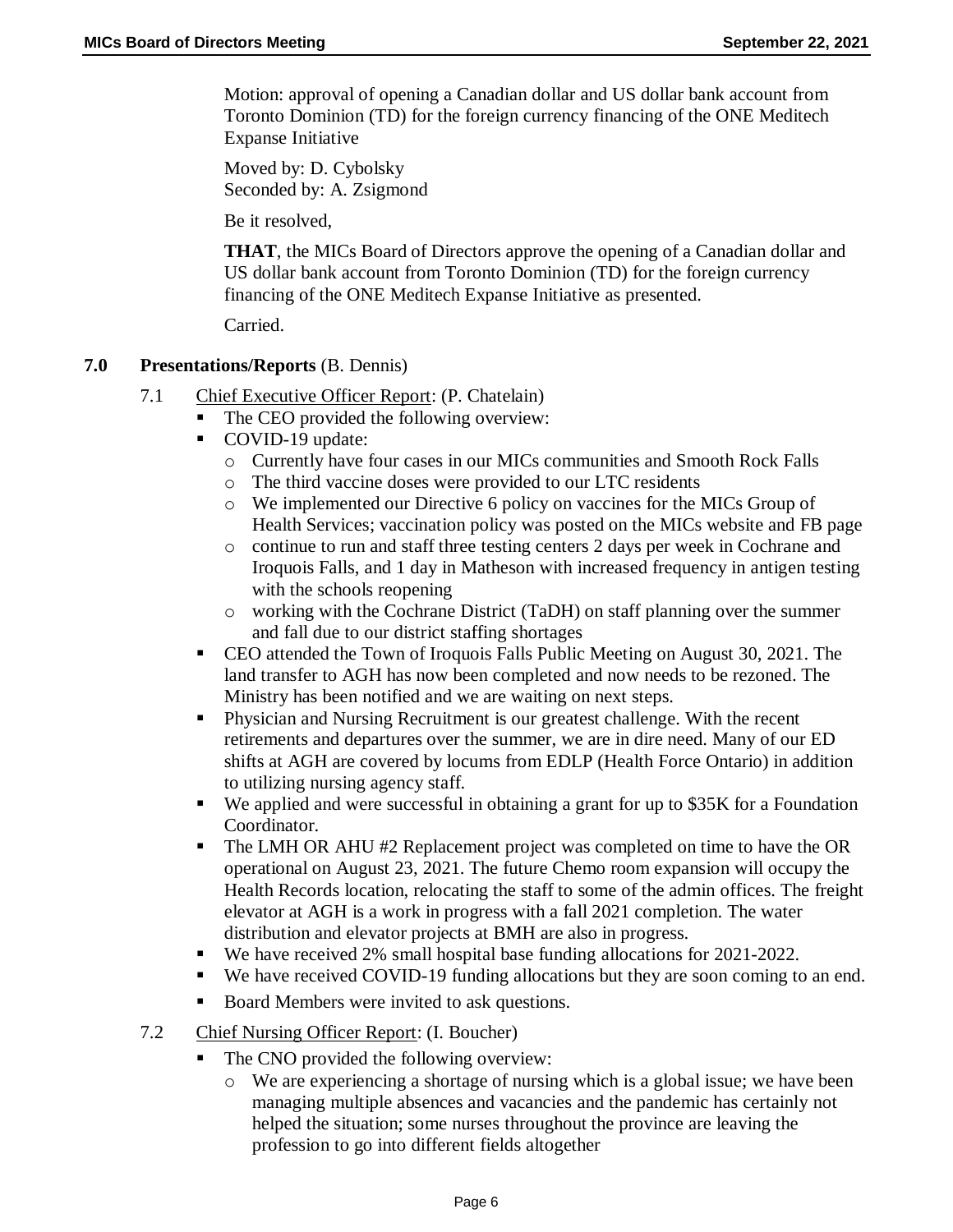Motion: approval of opening a Canadian dollar and US dollar bank account from Toronto Dominion (TD) for the foreign currency financing of the ONE Meditech Expanse Initiative

Moved by: D. Cybolsky
Seconded by: A. Zsigmond

Be it resolved,

**THAT**, the MICs Board of Directors approve the opening of a Canadian dollar and US dollar bank account from Toronto Dominion (TD) for the foreign currency financing of the ONE Meditech Expanse Initiative as presented.

Carried.

## 7.0 Presentations/Reports (B. Dennis)

7.1 Chief Executive Officer Report: (P. Chatelain)

- The CEO provided the following overview:
- COVID-19 update:
  - Currently have four cases in our MICs communities and Smooth Rock Falls
  - The third vaccine doses were provided to our LTC residents
  - We implemented our Directive 6 policy on vaccines for the MICs Group of Health Services; vaccination policy was posted on the MICs website and FB page
  - continue to run and staff three testing centers 2 days per week in Cochrane and Iroquois Falls, and 1 day in Matheson with increased frequency in antigen testing with the schools reopening
  - working with the Cochrane District (TaDH) on staff planning over the summer and fall due to our district staffing shortages
- CEO attended the Town of Iroquois Falls Public Meeting on August 30, 2021. The land transfer to AGH has now been completed and now needs to be rezoned. The Ministry has been notified and we are waiting on next steps.
- Physician and Nursing Recruitment is our greatest challenge. With the recent retirements and departures over the summer, we are in dire need. Many of our ED shifts at AGH are covered by locums from EDLP (Health Force Ontario) in addition to utilizing nursing agency staff.
- We applied and were successful in obtaining a grant for up to $35K for a Foundation Coordinator.
- The LMH OR AHU #2 Replacement project was completed on time to have the OR operational on August 23, 2021. The future Chemo room expansion will occupy the Health Records location, relocating the staff to some of the admin offices. The freight elevator at AGH is a work in progress with a fall 2021 completion. The water distribution and elevator projects at BMH are also in progress.
- We have received 2% small hospital base funding allocations for 2021-2022.
- We have received COVID-19 funding allocations but they are soon coming to an end.
- Board Members were invited to ask questions.

7.2 Chief Nursing Officer Report: (I. Boucher)

- The CNO provided the following overview:
  - We are experiencing a shortage of nursing which is a global issue; we have been managing multiple absences and vacancies and the pandemic has certainly not helped the situation; some nurses throughout the province are leaving the profession to go into different fields altogether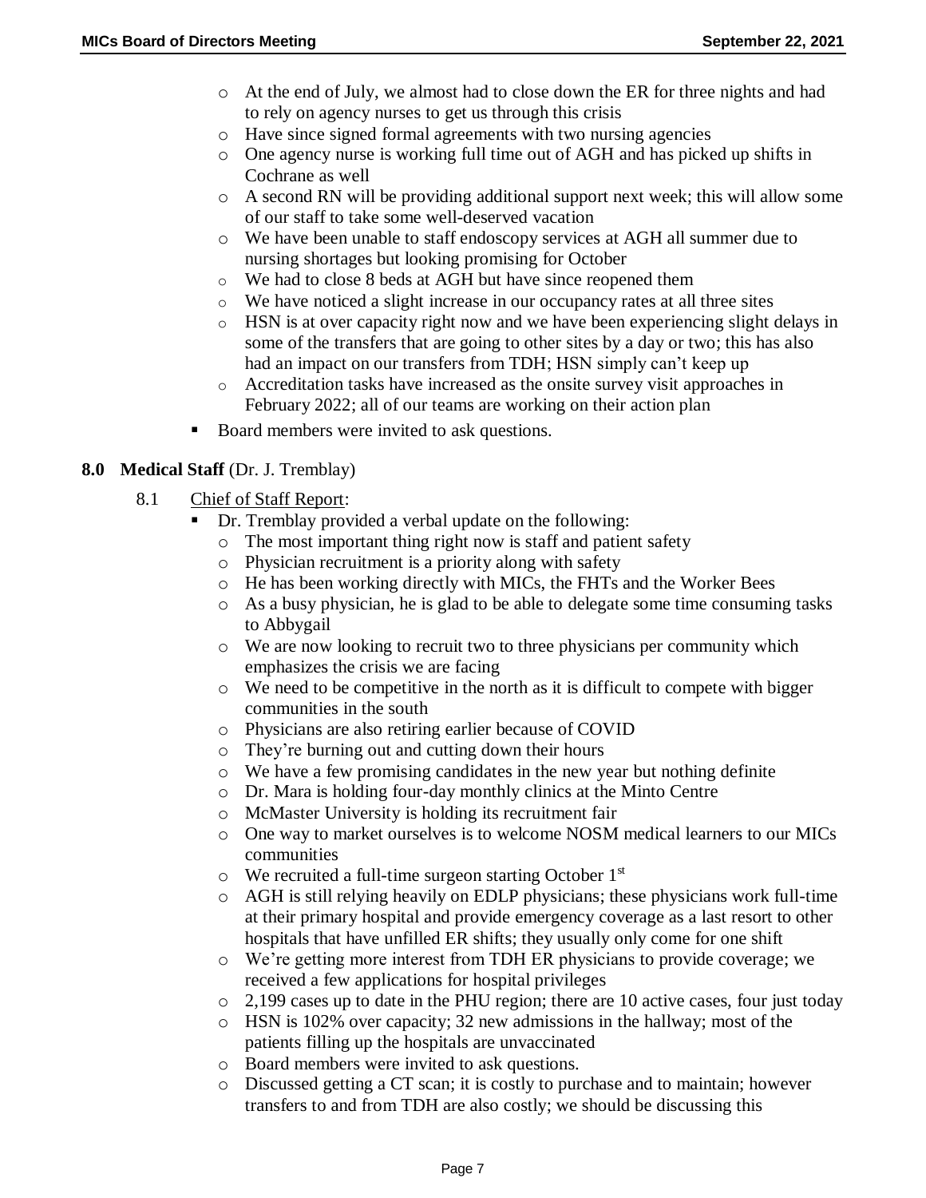- At the end of July, we almost had to close down the ER for three nights and had to rely on agency nurses to get us through this crisis
    - Have since signed formal agreements with two nursing agencies
    - One agency nurse is working full time out of AGH and has picked up shifts in Cochrane as well
    - A second RN will be providing additional support next week; this will allow some of our staff to take some well-deserved vacation
    - We have been unable to staff endoscopy services at AGH all summer due to nursing shortages but looking promising for October
    - We had to close 8 beds at AGH but have since reopened them
    - We have noticed a slight increase in our occupancy rates at all three sites
    - HSN is at over capacity right now and we have been experiencing slight delays in some of the transfers that are going to other sites by a day or two; this has also had an impact on our transfers from TDH; HSN simply can't keep up
    - Accreditation tasks have increased as the onsite survey visit approaches in February 2022; all of our teams are working on their action plan
- Board members were invited to ask questions.

**8.0 Medical Staff** (Dr. J. Tremblay)

8.1 Chief of Staff Report:

- Dr. Tremblay provided a verbal update on the following:
    - The most important thing right now is staff and patient safety
    - Physician recruitment is a priority along with safety
    - He has been working directly with MICs, the FHTs and the Worker Bees
    - As a busy physician, he is glad to be able to delegate some time consuming tasks to Abbygail
    - We are now looking to recruit two to three physicians per community which emphasizes the crisis we are facing
    - We need to be competitive in the north as it is difficult to compete with bigger communities in the south
    - Physicians are also retiring earlier because of COVID
    - They're burning out and cutting down their hours
    - We have a few promising candidates in the new year but nothing definite
    - Dr. Mara is holding four-day monthly clinics at the Minto Centre
    - McMaster University is holding its recruitment fair
    - One way to market ourselves is to welcome NOSM medical learners to our MICs communities
    - We recruited a full-time surgeon starting October 1st
    - AGH is still relying heavily on EDLP physicians; these physicians work full-time at their primary hospital and provide emergency coverage as a last resort to other hospitals that have unfilled ER shifts; they usually only come for one shift
    - We're getting more interest from TDH ER physicians to provide coverage; we received a few applications for hospital privileges
    - 2,199 cases up to date in the PHU region; there are 10 active cases, four just today
    - HSN is 102% over capacity; 32 new admissions in the hallway; most of the patients filling up the hospitals are unvaccinated
    - Board members were invited to ask questions.
    - Discussed getting a CT scan; it is costly to purchase and to maintain; however transfers to and from TDH are also costly; we should be discussing this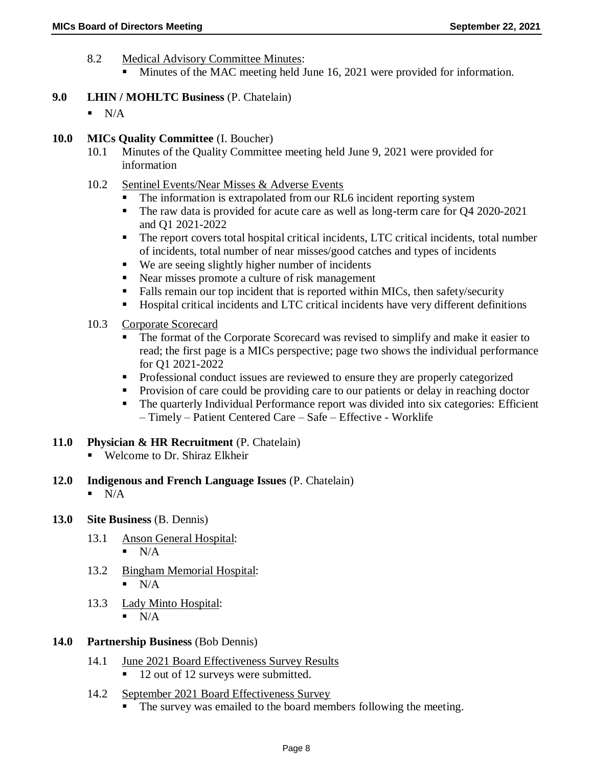8.2 Medical Advisory Committee Minutes:

- Minutes of the MAC meeting held June 16, 2021 were provided for information.

**9.0 LHIN / MOHLTC Business** (P. Chatelain)

- N/A

**10.0 MICs Quality Committee** (I. Boucher)

10.1 Minutes of the Quality Committee meeting held June 9, 2021 were provided for information

10.2 Sentinel Events/Near Misses & Adverse Events

- The information is extrapolated from our RL6 incident reporting system
- The raw data is provided for acute care as well as long-term care for Q4 2020-2021 and Q1 2021-2022
- The report covers total hospital critical incidents, LTC critical incidents, total number of incidents, total number of near misses/good catches and types of incidents
- We are seeing slightly higher number of incidents
- Near misses promote a culture of risk management
- Falls remain our top incident that is reported within MICs, then safety/security
- Hospital critical incidents and LTC critical incidents have very different definitions

10.3 Corporate Scorecard

- The format of the Corporate Scorecard was revised to simplify and make it easier to read; the first page is a MICs perspective; page two shows the individual performance for Q1 2021-2022
- Professional conduct issues are reviewed to ensure they are properly categorized
- Provision of care could be providing care to our patients or delay in reaching doctor
- The quarterly Individual Performance report was divided into six categories: Efficient – Timely – Patient Centered Care – Safe – Effective - Worklife

**11.0 Physician & HR Recruitment** (P. Chatelain)

- Welcome to Dr. Shiraz Elkheir

**12.0 Indigenous and French Language Issues** (P. Chatelain)

- N/A

**13.0 Site Business** (B. Dennis)

13.1 Anson General Hospital:

- N/A

13.2 Bingham Memorial Hospital:

- N/A

13.3 Lady Minto Hospital:

- N/A

**14.0 Partnership Business** (Bob Dennis)

14.1 June 2021 Board Effectiveness Survey Results

- 12 out of 12 surveys were submitted.

14.2 September 2021 Board Effectiveness Survey

- The survey was emailed to the board members following the meeting.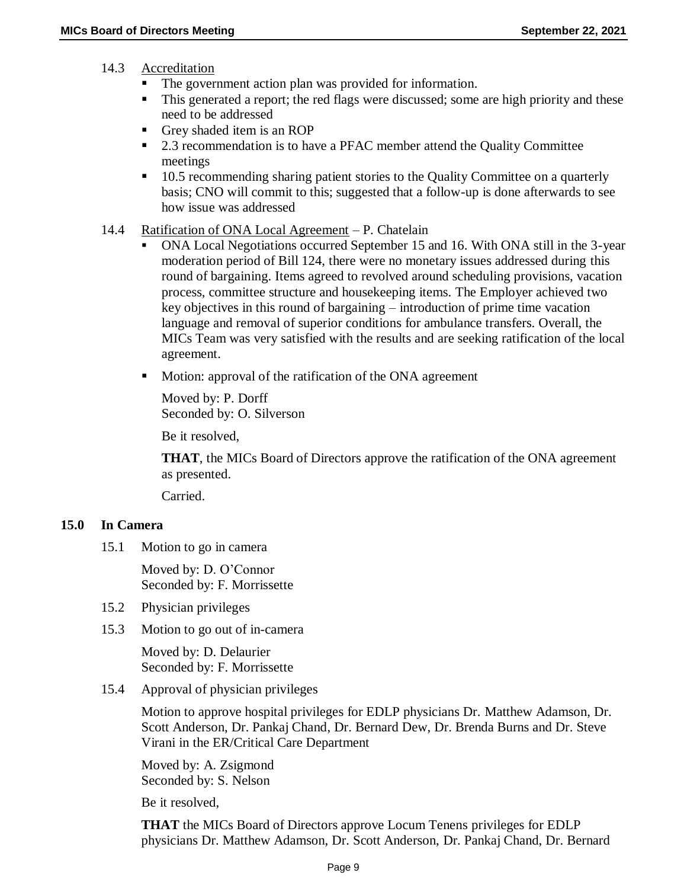14.3 Accreditation

- The government action plan was provided for information.
- This generated a report; the red flags were discussed; some are high priority and these need to be addressed
- Grey shaded item is an ROP
- 2.3 recommendation is to have a PFAC member attend the Quality Committee meetings
- 10.5 recommending sharing patient stories to the Quality Committee on a quarterly basis; CNO will commit to this; suggested that a follow-up is done afterwards to see how issue was addressed

14.4 Ratification of ONA Local Agreement – P. Chatelain

- ONA Local Negotiations occurred September 15 and 16. With ONA still in the 3-year moderation period of Bill 124, there were no monetary issues addressed during this round of bargaining. Items agreed to revolved around scheduling provisions, vacation process, committee structure and housekeeping items. The Employer achieved two key objectives in this round of bargaining – introduction of prime time vacation language and removal of superior conditions for ambulance transfers. Overall, the MICs Team was very satisfied with the results and are seeking ratification of the local agreement.
- Motion: approval of the ratification of the ONA agreement

  Moved by: P. Dorff
  Seconded by: O. Silverson

  Be it resolved,

  **THAT**, the MICs Board of Directors approve the ratification of the ONA agreement as presented.

  Carried.

## 15.0 In Camera

15.1 Motion to go in camera

Moved by: D. O'Connor
Seconded by: F. Morrissette

15.2 Physician privileges

15.3 Motion to go out of in-camera

Moved by: D. Delaurier
Seconded by: F. Morrissette

15.4 Approval of physician privileges

Motion to approve hospital privileges for EDLP physicians Dr. Matthew Adamson, Dr. Scott Anderson, Dr. Pankaj Chand, Dr. Bernard Dew, Dr. Brenda Burns and Dr. Steve Virani in the ER/Critical Care Department

Moved by: A. Zsigmond
Seconded by: S. Nelson

Be it resolved,

**THAT** the MICs Board of Directors approve Locum Tenens privileges for EDLP physicians Dr. Matthew Adamson, Dr. Scott Anderson, Dr. Pankaj Chand, Dr. Bernard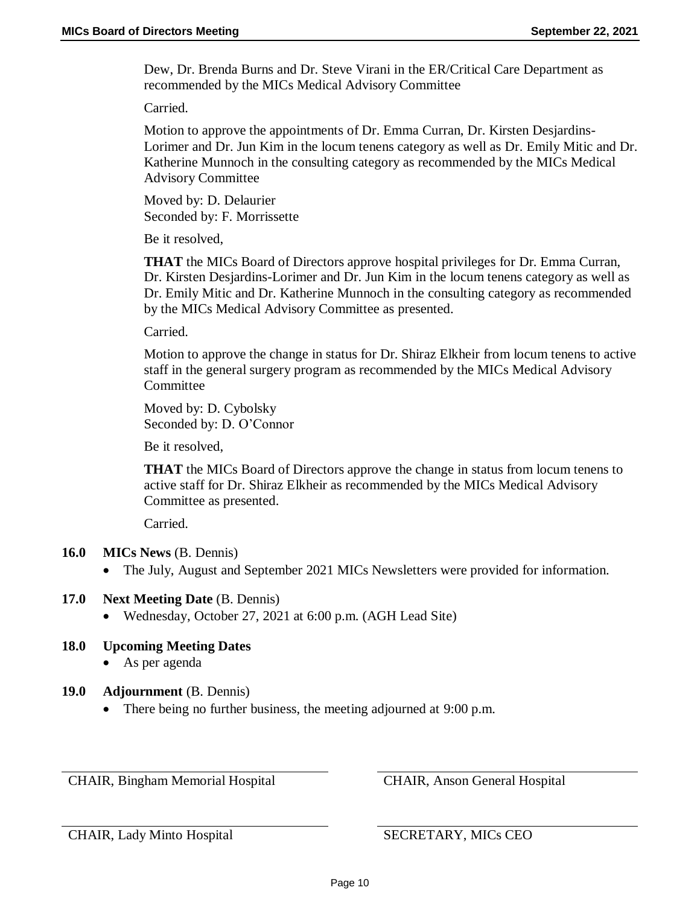Dew, Dr. Brenda Burns and Dr. Steve Virani in the ER/Critical Care Department as recommended by the MICs Medical Advisory Committee

Carried.

Motion to approve the appointments of Dr. Emma Curran, Dr. Kirsten Desjardins-Lorimer and Dr. Jun Kim in the locum tenens category as well as Dr. Emily Mitic and Dr. Katherine Munnoch in the consulting category as recommended by the MICs Medical Advisory Committee

Moved by: D. Delaurier
Seconded by: F. Morrissette

Be it resolved,

**THAT** the MICs Board of Directors approve hospital privileges for Dr. Emma Curran, Dr. Kirsten Desjardins-Lorimer and Dr. Jun Kim in the locum tenens category as well as Dr. Emily Mitic and Dr. Katherine Munnoch in the consulting category as recommended by the MICs Medical Advisory Committee as presented.

Carried.

Motion to approve the change in status for Dr. Shiraz Elkheir from locum tenens to active staff in the general surgery program as recommended by the MICs Medical Advisory Committee

Moved by: D. Cybolsky
Seconded by: D. O'Connor

Be it resolved,

**THAT** the MICs Board of Directors approve the change in status from locum tenens to active staff for Dr. Shiraz Elkheir as recommended by the MICs Medical Advisory Committee as presented.

Carried.

**16.0 MICs News** (B. Dennis)

- The July, August and September 2021 MICs Newsletters were provided for information.

**17.0 Next Meeting Date** (B. Dennis)

- Wednesday, October 27, 2021 at 6:00 p.m. (AGH Lead Site)

**18.0 Upcoming Meeting Dates**

- As per agenda

**19.0 Adjournment** (B. Dennis)

- There being no further business, the meeting adjourned at 9:00 p.m.

| | |
|---|---|
| CHAIR, Bingham Memorial Hospital | CHAIR, Anson General Hospital |
| CHAIR, Lady Minto Hospital | SECRETARY, MICs CEO |